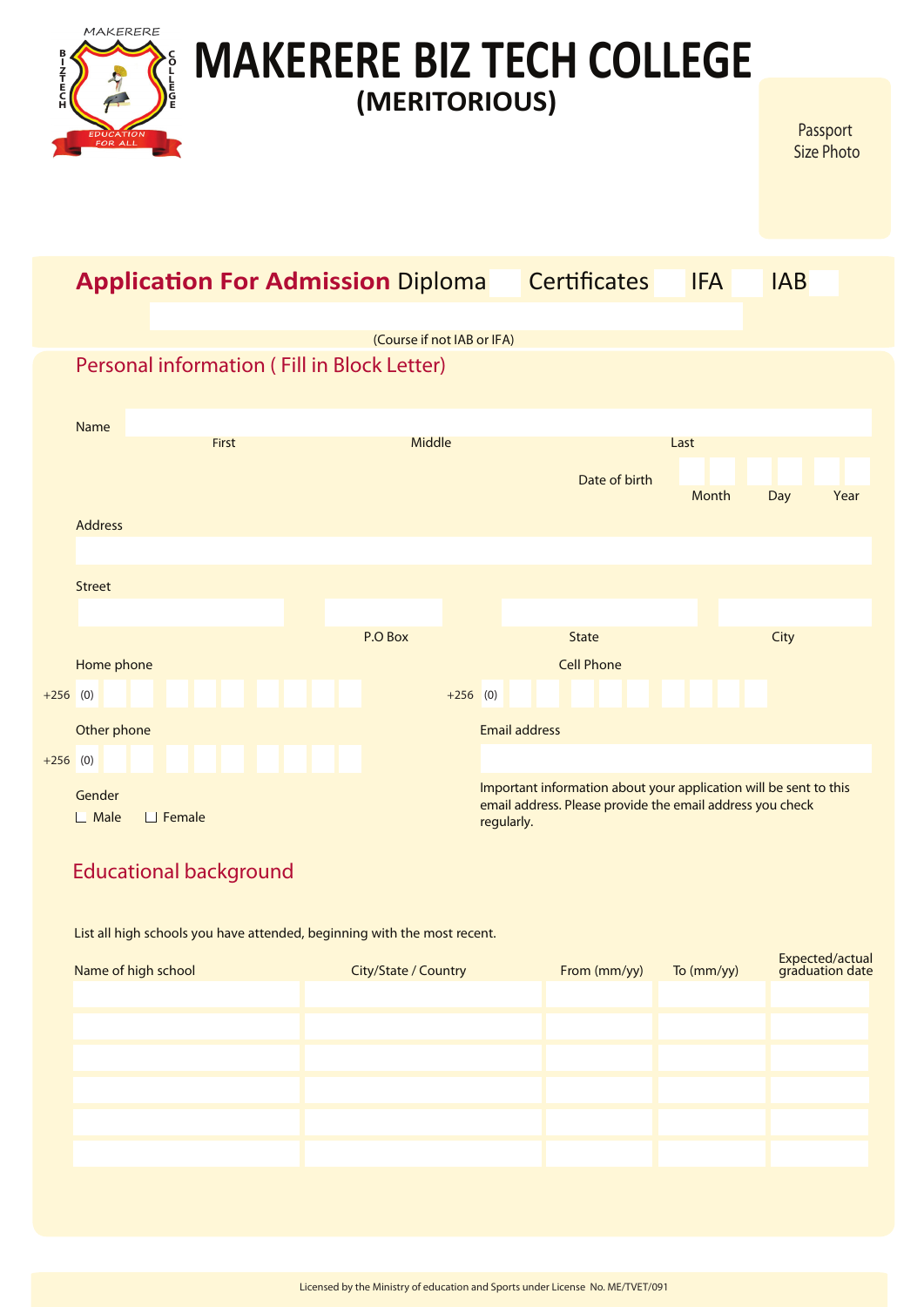MAKERERE BIZTECH COLLEGE

EDUCATION FOR ALL

# MAKERERE BIZ TECH COLLEGE

## (MERITORIOUS)

Passport Size Photo

## Application For Admission Diploma ☐ Certificates ☐ IFA ☐ IAB ☐

(Course if not IAB or IFA)

## Personal information ( Fill in Block Letter)

Name

First | Middle | Last

Date of birth

Month | Day | Year

Address

Street

P.O Box | State | City

Home phone

+256 (0)

Cell Phone

+256 (0)

Other phone

+256 (0)

Email address

Important information about your application will be sent to this email address. Please provide the email address you check regularly.

Gender

☐ Male ☐ Female

## Educational background

List all high schools you have attended, beginning with the most recent.

| Name of high school | City/State / Country | From (mm/yy) | To (mm/yy) | Expected/actual graduation date |
|---|---|---|---|---|
| | | | | |
| | | | | |
| | | | | |
| | | | | |
| | | | | |
| | | | | |

Licensed by the Ministry of education and Sports under License No. ME/TVET/091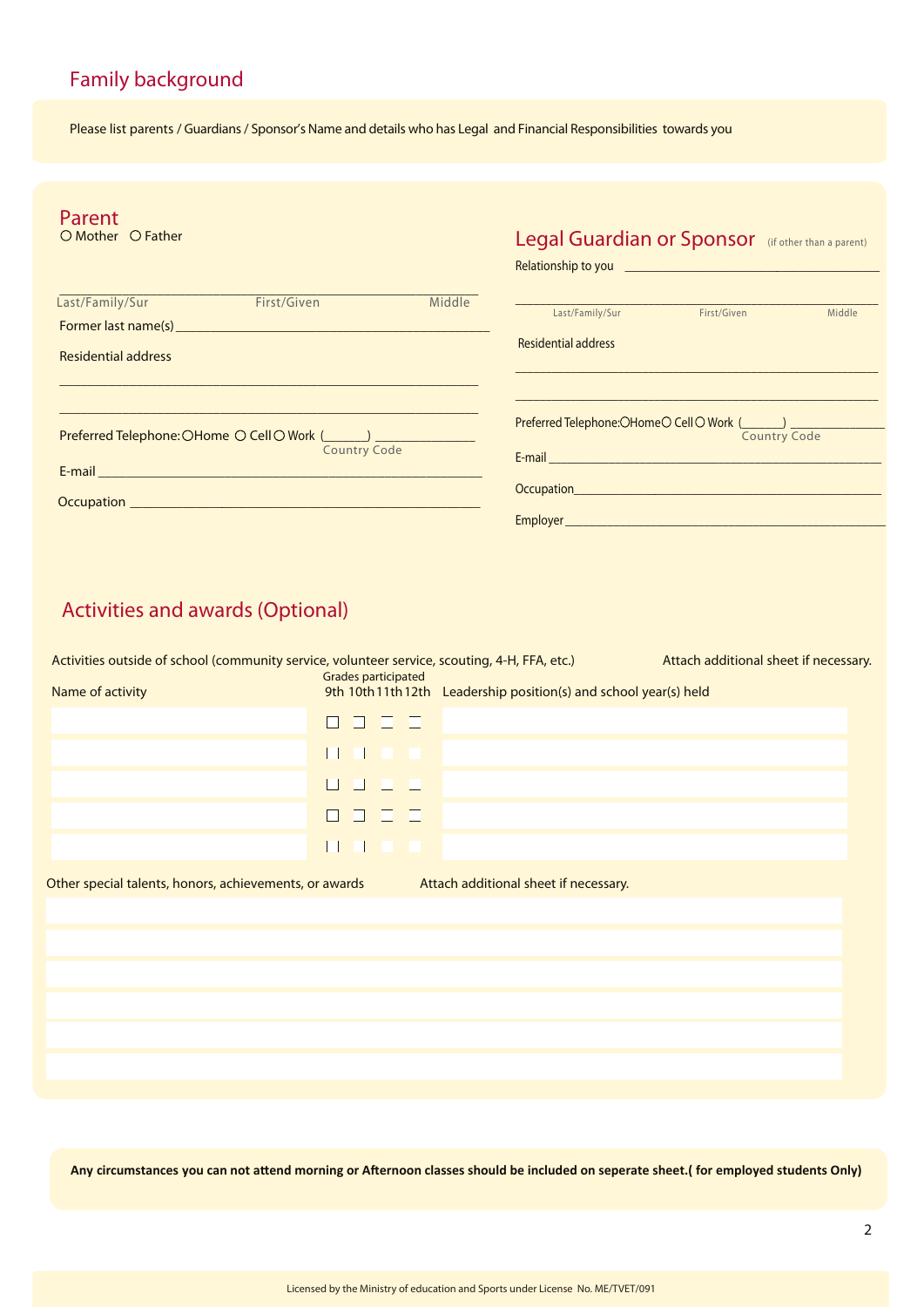## Family background

Please list parents / Guardians / Sponsor's Name and details who has Legal and Financial Responsibilities towards you

### Parent

○ Mother ○ Father

______________________________________________
Last/Family/Sur First/Given Middle

Former last name(s) ______________________________________________

Residential address

______________________________________________

______________________________________________

Preferred Telephone: ○Home ○ Cell ○ Work (______) ______________
Country Code

E-mail ______________________________________________

Occupation ______________________________________________

### Legal Guardian or Sponsor (if other than a parent)

Relationship to you ______________________________________________

______________________________________________
Last/Family/Sur First/Given Middle

Residential address

______________________________________________

______________________________________________

Preferred Telephone: ○Home ○ Cell ○ Work (______) ______________
Country Code

E-mail ______________________________________________

Occupation ______________________________________________

Employer ______________________________________________

## Activities and awards (Optional)

Activities outside of school (community service, volunteer service, scouting, 4-H, FFA, etc.) Attach additional sheet if necessary.

| Name of activity | Grades participated 9th | 10th | 11th | 12th | Leadership position(s) and school year(s) held |
|---|---|---|---|---|---|
| | ☐ | ☐ | ☐ | ☐ | |
| | ☐ | ☐ | ☐ | ☐ | |
| | ☐ | ☐ | ☐ | ☐ | |
| | ☐ | ☐ | ☐ | ☐ | |
| | ☐ | ☐ | ☐ | ☐ | |

Other special talents, honors, achievements, or awards Attach additional sheet if necessary.

______________________________________________

______________________________________________

______________________________________________

______________________________________________

______________________________________________

______________________________________________

**Any circumstances you can not attend morning or Afternoon classes should be included on seperate sheet.( for employed students Only)**

Licensed by the Ministry of education and Sports under License No. ME/TVET/091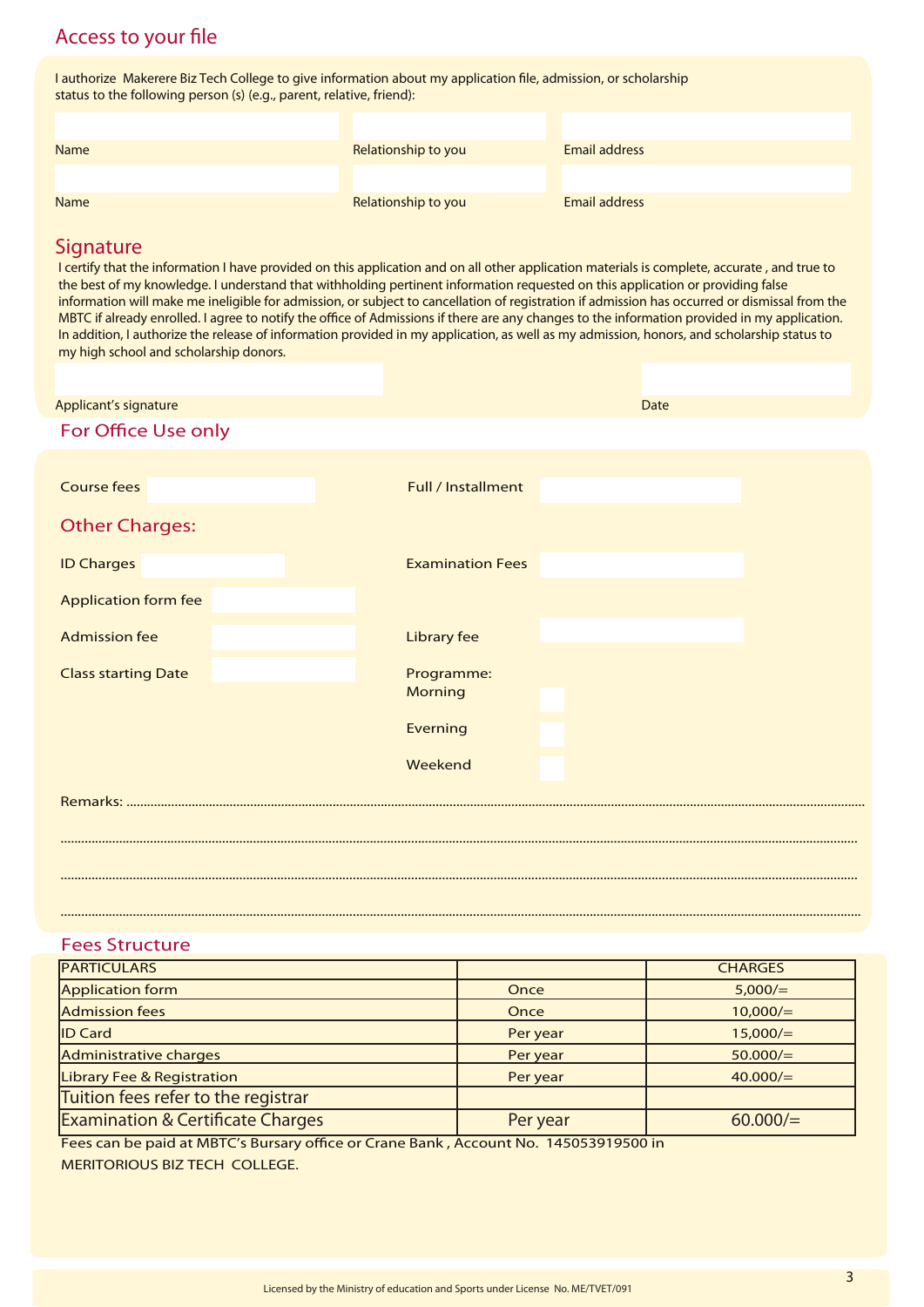## Access to your file

I authorize Makerere Biz Tech College to give information about my application file, admission, or scholarship status to the following person (s) (e.g., parent, relative, friend):

| Name | Relationship to you | Email address |
|---|---|---|
| | | |
| | | |

## Signature

I certify that the information I have provided on this application and on all other application materials is complete, accurate , and true to the best of my knowledge. I understand that withholding pertinent information requested on this application or providing false information will make me ineligible for admission, or subject to cancellation of registration if admission has occurred or dismissal from the MBTC if already enrolled. I agree to notify the office of Admissions if there are any changes to the information provided in my application. In addition, I authorize the release of information provided in my application, as well as my admission, honors, and scholarship status to my high school and scholarship donors.

Applicant's signature ____________________ Date ____________

## For Office Use only

Course fees ____________ Full / Installment ____________

### Other Charges:

ID Charges ____________ Examination Fees ____________

Application form fee ____________

Admission fee ____________ Library fee ____________

Class starting Date ____________

Programme:
- Morning ☐
- Everning ☐
- Weekend ☐

Remarks: ..........................................................................................

..........................................................................................

..........................................................................................

..........................................................................................

## Fees Structure

| PARTICULARS | | CHARGES |
|---|---|---|
| Application form | Once | 5,000/= |
| Admission fees | Once | 10,000/= |
| ID Card | Per year | 15,000/= |
| Administrative charges | Per year | 50.000/= |
| Library Fee & Registration | Per year | 40.000/= |
| Tuition fees refer to the registrar | | |
| Examination & Certificate Charges | Per year | 60.000/= |

Fees can be paid at MBTC's Bursary office or Crane Bank , Account No. 145053919500 in MERITORIOUS BIZ TECH COLLEGE.

Licensed by the Ministry of education and Sports under License No. ME/TVET/091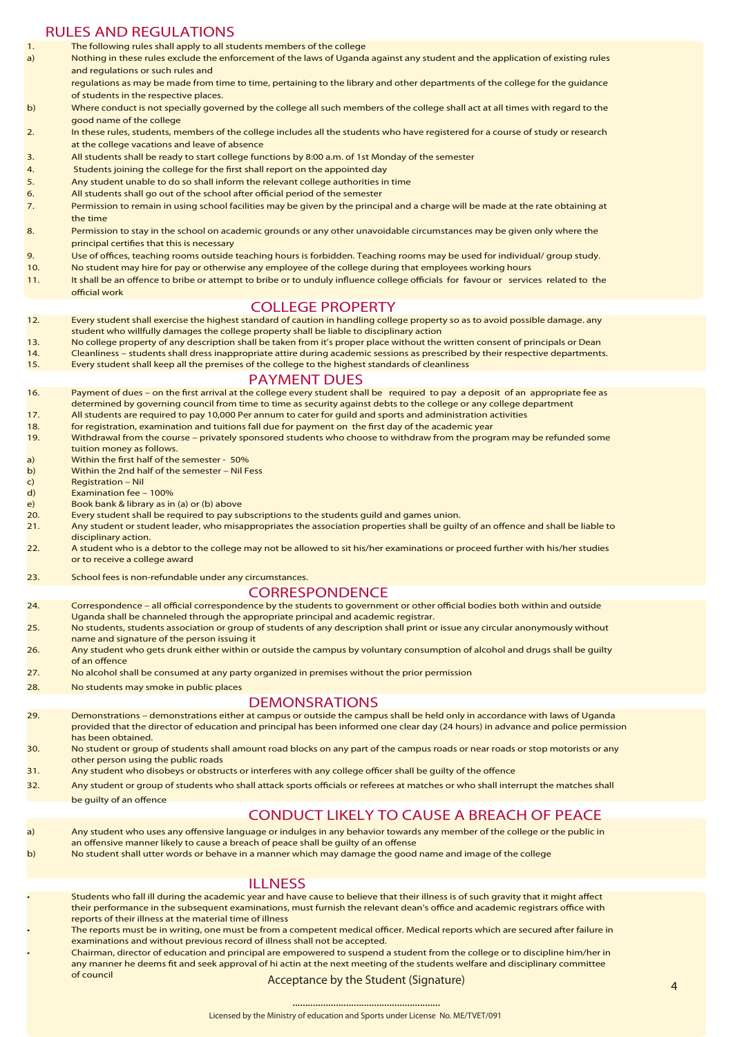## RULES AND REGULATIONS

1. The following rules shall apply to all students members of the college
a) Nothing in these rules exclude the enforcement of the laws of Uganda against any student and the application of existing rules and regulations or such rules and

   regulations as may be made from time to time, pertaining to the library and other departments of the college for the guidance of students in the respective places.
b) Where conduct is not specially governed by the college all such members of the college shall act at all times with regard to the good name of the college
2. In these rules, students, members of the college includes all the students who have registered for a course of study or research at the college vacations and leave of absence
3. All students shall be ready to start college functions by 8:00 a.m. of 1st Monday of the semester
4. Students joining the college for the first shall report on the appointed day
5. Any student unable to do so shall inform the relevant college authorities in time
6. All students shall go out of the school after official period of the semester
7. Permission to remain in using school facilities may be given by the principal and a charge will be made at the rate obtaining at the time
8. Permission to stay in the school on academic grounds or any other unavoidable circumstances may be given only where the principal certifies that this is necessary
9. Use of offices, teaching rooms outside teaching hours is forbidden. Teaching rooms may be used for individual/ group study.
10. No student may hire for pay or otherwise any employee of the college during that employees working hours
11. It shall be an offence to bribe or attempt to bribe or to unduly influence college officials for favour or services related to the official work

## COLLEGE PROPERTY

12. Every student shall exercise the highest standard of caution in handling college property so as to avoid possible damage. any student who willfully damages the college property shall be liable to disciplinary action
13. No college property of any description shall be taken from it's proper place without the written consent of principals or Dean
14. Cleanliness – students shall dress inappropriate attire during academic sessions as prescribed by their respective departments.
15. Every student shall keep all the premises of the college to the highest standards of cleanliness

## PAYMENT DUES

16. Payment of dues – on the first arrival at the college every student shall be required to pay a deposit of an appropriate fee as determined by governing council from time to time as security against debts to the college or any college department
17. All students are required to pay 10,000 Per annum to cater for guild and sports and administration activities
18. for registration, examination and tuitions fall due for payment on the first day of the academic year
19. Withdrawal from the course – privately sponsored students who choose to withdraw from the program may be refunded some tuition money as follows.
a) Within the first half of the semester - 50%
b) Within the 2nd half of the semester – Nil Fess
c) Registration – Nil
d) Examination fee – 100%
e) Book bank & library as in (a) or (b) above
20. Every student shall be required to pay subscriptions to the students guild and games union.
21. Any student or student leader, who misappropriates the association properties shall be guilty of an offence and shall be liable to disciplinary action.
22. A student who is a debtor to the college may not be allowed to sit his/her examinations or proceed further with his/her studies or to receive a college award
23. School fees is non-refundable under any circumstances.

## CORRESPONDENCE

24. Correspondence – all official correspondence by the students to government or other official bodies both within and outside Uganda shall be channeled through the appropriate principal and academic registrar.
25. No students, students association or group of students of any description shall print or issue any circular anonymously without name and signature of the person issuing it
26. Any student who gets drunk either within or outside the campus by voluntary consumption of alcohol and drugs shall be guilty of an offence
27. No alcohol shall be consumed at any party organized in premises without the prior permission
28. No students may smoke in public places

## DEMONSRATIONS

29. Demonstrations – demonstrations either at campus or outside the campus shall be held only in accordance with laws of Uganda provided that the director of education and principal has been informed one clear day (24 hours) in advance and police permission has been obtained.
30. No student or group of students shall amount road blocks on any part of the campus roads or near roads or stop motorists or any other person using the public roads
31. Any student who disobeys or obstructs or interferes with any college officer shall be guilty of the offence
32. Any student or group of students who shall attack sports officials or referees at matches or who shall interrupt the matches shall be guilty of an offence

## CONDUCT LIKELY TO CAUSE A BREACH OF PEACE

a) Any student who uses any offensive language or indulges in any behavior towards any member of the college or the public in an offensive manner likely to cause a breach of peace shall be guilty of an offense
b) No student shall utter words or behave in a manner which may damage the good name and image of the college

## ILLNESS

- Students who fall ill during the academic year and have cause to believe that their illness is of such gravity that it might affect their performance in the subsequent examinations, must furnish the relevant dean's office and academic registrars office with reports of their illness at the material time of illness
- The reports must be in writing, one must be from a competent medical officer. Medical reports which are secured after failure in examinations and without previous record of illness shall not be accepted.
- Chairman, director of education and principal are empowered to suspend a student from the college or to discipline him/her in any manner he deems fit and seek approval of hi actin at the next meeting of the students welfare and disciplinary committee of council

Acceptance by the Student (Signature)

.........................................................

Licensed by the Ministry of education and Sports under License No. ME/TVET/091